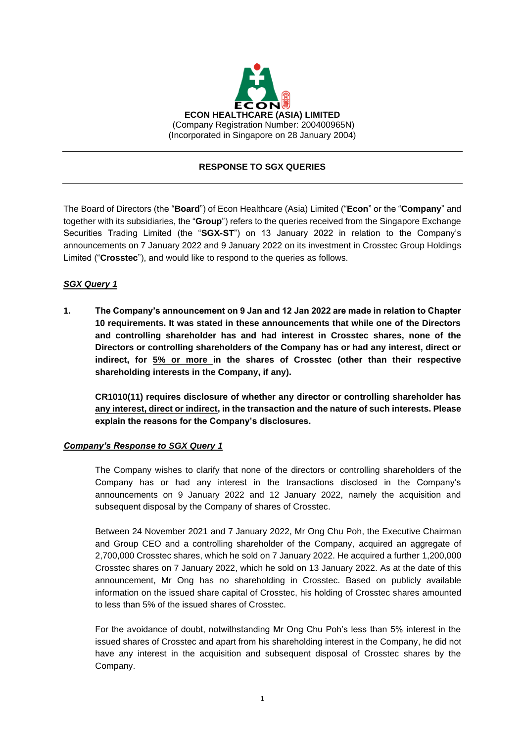**ECON HEALTHCARE (ASIA) LIMITED**
(Company Registration Number: 200400965N)
(Incorporated in Singapore on 28 January 2004)

---

**RESPONSE TO SGX QUERIES**

---

The Board of Directors (the "**Board**") of Econ Healthcare (Asia) Limited ("**Econ**" or the "**Company**" and together with its subsidiaries, the "**Group**") refers to the queries received from the Singapore Exchange Securities Trading Limited (the "**SGX-ST**") on 13 January 2022 in relation to the Company's announcements on 7 January 2022 and 9 January 2022 on its investment in Crosstec Group Holdings Limited ("**Crosstec**"), and would like to respond to the queries as follows.

***SGX Query 1***

**1. The Company's announcement on 9 Jan and 12 Jan 2022 are made in relation to Chapter 10 requirements. It was stated in these announcements that while one of the Directors and controlling shareholder has and had interest in Crosstec shares, none of the Directors or controlling shareholders of the Company has or had any interest, direct or indirect, for <u>5% or more</u> in the shares of Crosstec (other than their respective shareholding interests in the Company, if any).**

**CR1010(11) requires disclosure of whether any director or controlling shareholder has <u>any interest, direct or indirect</u>, in the transaction and the nature of such interests. Please explain the reasons for the Company's disclosures.**

***Company's Response to SGX Query 1***

The Company wishes to clarify that none of the directors or controlling shareholders of the Company has or had any interest in the transactions disclosed in the Company's announcements on 9 January 2022 and 12 January 2022, namely the acquisition and subsequent disposal by the Company of shares of Crosstec.

Between 24 November 2021 and 7 January 2022, Mr Ong Chu Poh, the Executive Chairman and Group CEO and a controlling shareholder of the Company, acquired an aggregate of 2,700,000 Crosstec shares, which he sold on 7 January 2022. He acquired a further 1,200,000 Crosstec shares on 7 January 2022, which he sold on 13 January 2022. As at the date of this announcement, Mr Ong has no shareholding in Crosstec. Based on publicly available information on the issued share capital of Crosstec, his holding of Crosstec shares amounted to less than 5% of the issued shares of Crosstec.

For the avoidance of doubt, notwithstanding Mr Ong Chu Poh's less than 5% interest in the issued shares of Crosstec and apart from his shareholding interest in the Company, he did not have any interest in the acquisition and subsequent disposal of Crosstec shares by the Company.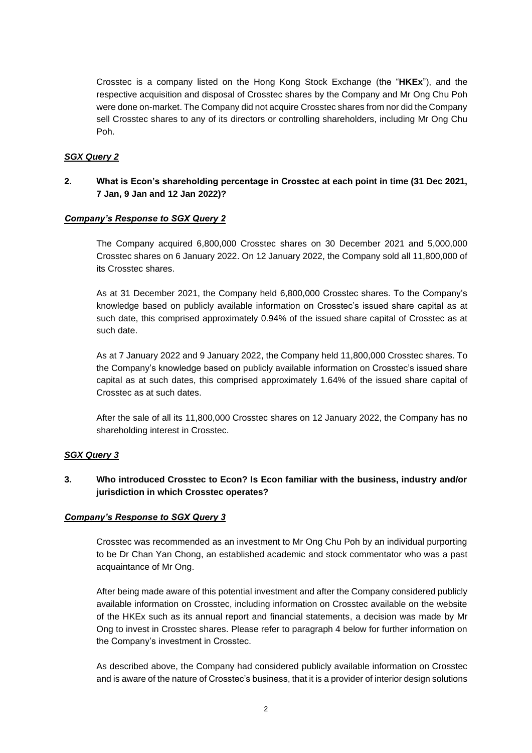Crosstec is a company listed on the Hong Kong Stock Exchange (the "**HKEx**"), and the respective acquisition and disposal of Crosstec shares by the Company and Mr Ong Chu Poh were done on-market. The Company did not acquire Crosstec shares from nor did the Company sell Crosstec shares to any of its directors or controlling shareholders, including Mr Ong Chu Poh.

***SGX Query 2***

**2. What is Econ's shareholding percentage in Crosstec at each point in time (31 Dec 2021, 7 Jan, 9 Jan and 12 Jan 2022)?**

***Company's Response to SGX Query 2***

The Company acquired 6,800,000 Crosstec shares on 30 December 2021 and 5,000,000 Crosstec shares on 6 January 2022. On 12 January 2022, the Company sold all 11,800,000 of its Crosstec shares.

As at 31 December 2021, the Company held 6,800,000 Crosstec shares. To the Company's knowledge based on publicly available information on Crosstec's issued share capital as at such date, this comprised approximately 0.94% of the issued share capital of Crosstec as at such date.

As at 7 January 2022 and 9 January 2022, the Company held 11,800,000 Crosstec shares. To the Company's knowledge based on publicly available information on Crosstec's issued share capital as at such dates, this comprised approximately 1.64% of the issued share capital of Crosstec as at such dates.

After the sale of all its 11,800,000 Crosstec shares on 12 January 2022, the Company has no shareholding interest in Crosstec.

***SGX Query 3***

**3. Who introduced Crosstec to Econ? Is Econ familiar with the business, industry and/or jurisdiction in which Crosstec operates?**

***Company's Response to SGX Query 3***

Crosstec was recommended as an investment to Mr Ong Chu Poh by an individual purporting to be Dr Chan Yan Chong, an established academic and stock commentator who was a past acquaintance of Mr Ong.

After being made aware of this potential investment and after the Company considered publicly available information on Crosstec, including information on Crosstec available on the website of the HKEx such as its annual report and financial statements, a decision was made by Mr Ong to invest in Crosstec shares. Please refer to paragraph 4 below for further information on the Company's investment in Crosstec.

As described above, the Company had considered publicly available information on Crosstec and is aware of the nature of Crosstec's business, that it is a provider of interior design solutions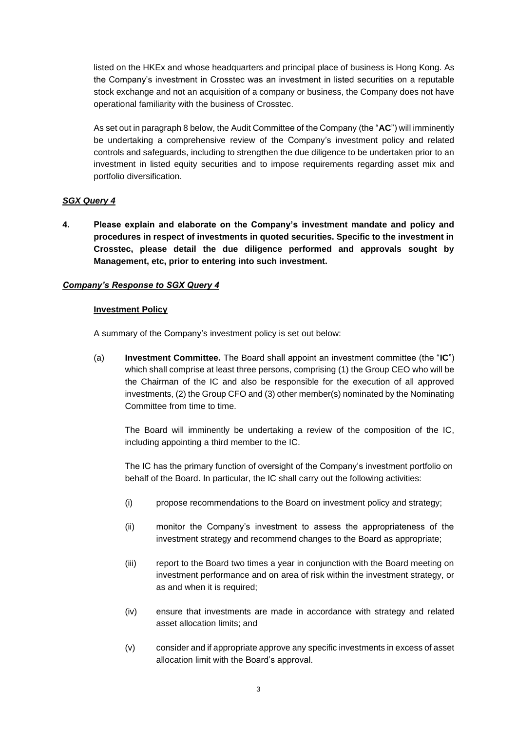listed on the HKEx and whose headquarters and principal place of business is Hong Kong. As the Company's investment in Crosstec was an investment in listed securities on a reputable stock exchange and not an acquisition of a company or business, the Company does not have operational familiarity with the business of Crosstec.

As set out in paragraph 8 below, the Audit Committee of the Company (the "**AC**") will imminently be undertaking a comprehensive review of the Company's investment policy and related controls and safeguards, including to strengthen the due diligence to be undertaken prior to an investment in listed equity securities and to impose requirements regarding asset mix and portfolio diversification.

***SGX Query 4***

**4. Please explain and elaborate on the Company's investment mandate and policy and procedures in respect of investments in quoted securities. Specific to the investment in Crosstec, please detail the due diligence performed and approvals sought by Management, etc, prior to entering into such investment.**

***Company's Response to SGX Query 4***

**Investment Policy**

A summary of the Company's investment policy is set out below:

(a) **Investment Committee.** The Board shall appoint an investment committee (the "**IC**") which shall comprise at least three persons, comprising (1) the Group CEO who will be the Chairman of the IC and also be responsible for the execution of all approved investments, (2) the Group CFO and (3) other member(s) nominated by the Nominating Committee from time to time.

The Board will imminently be undertaking a review of the composition of the IC, including appointing a third member to the IC.

The IC has the primary function of oversight of the Company's investment portfolio on behalf of the Board. In particular, the IC shall carry out the following activities:

(i) propose recommendations to the Board on investment policy and strategy;

(ii) monitor the Company's investment to assess the appropriateness of the investment strategy and recommend changes to the Board as appropriate;

(iii) report to the Board two times a year in conjunction with the Board meeting on investment performance and on area of risk within the investment strategy, or as and when it is required;

(iv) ensure that investments are made in accordance with strategy and related asset allocation limits; and

(v) consider and if appropriate approve any specific investments in excess of asset allocation limit with the Board's approval.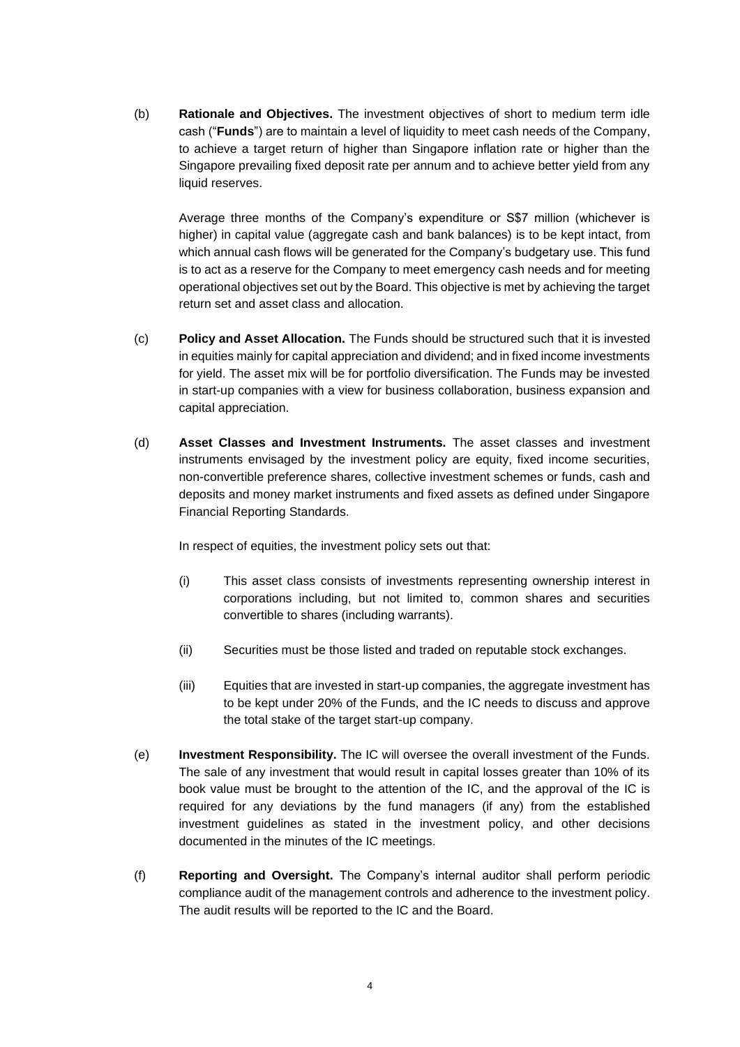(b) **Rationale and Objectives.** The investment objectives of short to medium term idle cash ("**Funds**") are to maintain a level of liquidity to meet cash needs of the Company, to achieve a target return of higher than Singapore inflation rate or higher than the Singapore prevailing fixed deposit rate per annum and to achieve better yield from any liquid reserves.

Average three months of the Company's expenditure or S$7 million (whichever is higher) in capital value (aggregate cash and bank balances) is to be kept intact, from which annual cash flows will be generated for the Company's budgetary use. This fund is to act as a reserve for the Company to meet emergency cash needs and for meeting operational objectives set out by the Board. This objective is met by achieving the target return set and asset class and allocation.

(c) **Policy and Asset Allocation.** The Funds should be structured such that it is invested in equities mainly for capital appreciation and dividend; and in fixed income investments for yield. The asset mix will be for portfolio diversification. The Funds may be invested in start-up companies with a view for business collaboration, business expansion and capital appreciation.

(d) **Asset Classes and Investment Instruments.** The asset classes and investment instruments envisaged by the investment policy are equity, fixed income securities, non-convertible preference shares, collective investment schemes or funds, cash and deposits and money market instruments and fixed assets as defined under Singapore Financial Reporting Standards.

In respect of equities, the investment policy sets out that:

(i) This asset class consists of investments representing ownership interest in corporations including, but not limited to, common shares and securities convertible to shares (including warrants).

(ii) Securities must be those listed and traded on reputable stock exchanges.

(iii) Equities that are invested in start-up companies, the aggregate investment has to be kept under 20% of the Funds, and the IC needs to discuss and approve the total stake of the target start-up company.

(e) **Investment Responsibility.** The IC will oversee the overall investment of the Funds. The sale of any investment that would result in capital losses greater than 10% of its book value must be brought to the attention of the IC, and the approval of the IC is required for any deviations by the fund managers (if any) from the established investment guidelines as stated in the investment policy, and other decisions documented in the minutes of the IC meetings.

(f) **Reporting and Oversight.** The Company's internal auditor shall perform periodic compliance audit of the management controls and adherence to the investment policy. The audit results will be reported to the IC and the Board.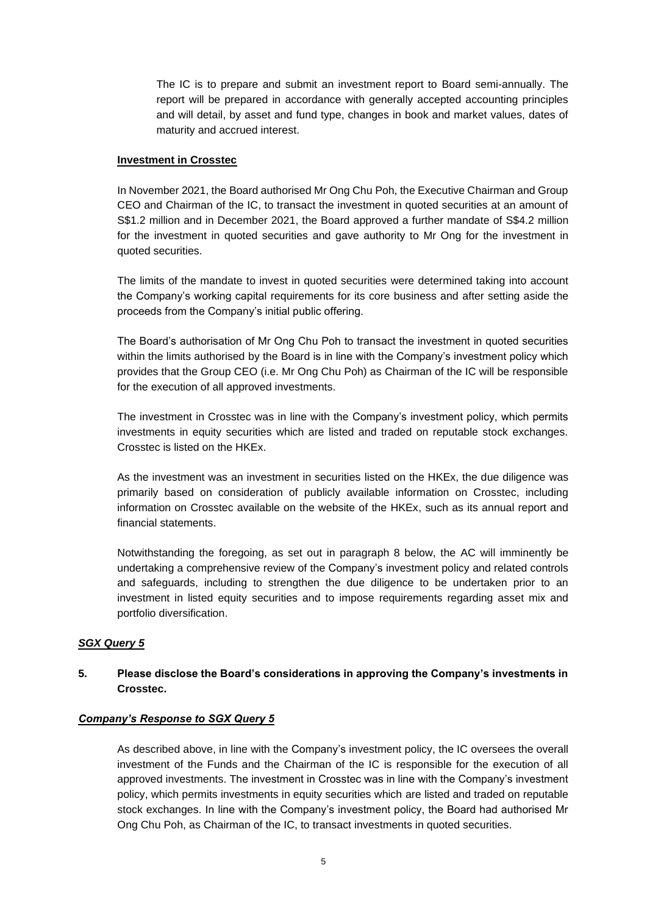The IC is to prepare and submit an investment report to Board semi-annually. The report will be prepared in accordance with generally accepted accounting principles and will detail, by asset and fund type, changes in book and market values, dates of maturity and accrued interest.

**Investment in Crosstec**

In November 2021, the Board authorised Mr Ong Chu Poh, the Executive Chairman and Group CEO and Chairman of the IC, to transact the investment in quoted securities at an amount of S$1.2 million and in December 2021, the Board approved a further mandate of S$4.2 million for the investment in quoted securities and gave authority to Mr Ong for the investment in quoted securities.

The limits of the mandate to invest in quoted securities were determined taking into account the Company's working capital requirements for its core business and after setting aside the proceeds from the Company's initial public offering.

The Board's authorisation of Mr Ong Chu Poh to transact the investment in quoted securities within the limits authorised by the Board is in line with the Company's investment policy which provides that the Group CEO (i.e. Mr Ong Chu Poh) as Chairman of the IC will be responsible for the execution of all approved investments.

The investment in Crosstec was in line with the Company's investment policy, which permits investments in equity securities which are listed and traded on reputable stock exchanges. Crosstec is listed on the HKEx.

As the investment was an investment in securities listed on the HKEx, the due diligence was primarily based on consideration of publicly available information on Crosstec, including information on Crosstec available on the website of the HKEx, such as its annual report and financial statements.

Notwithstanding the foregoing, as set out in paragraph 8 below, the AC will imminently be undertaking a comprehensive review of the Company's investment policy and related controls and safeguards, including to strengthen the due diligence to be undertaken prior to an investment in listed equity securities and to impose requirements regarding asset mix and portfolio diversification.

***SGX Query 5***

**5. Please disclose the Board's considerations in approving the Company's investments in Crosstec.**

***Company's Response to SGX Query 5***

As described above, in line with the Company's investment policy, the IC oversees the overall investment of the Funds and the Chairman of the IC is responsible for the execution of all approved investments. The investment in Crosstec was in line with the Company's investment policy, which permits investments in equity securities which are listed and traded on reputable stock exchanges. In line with the Company's investment policy, the Board had authorised Mr Ong Chu Poh, as Chairman of the IC, to transact investments in quoted securities.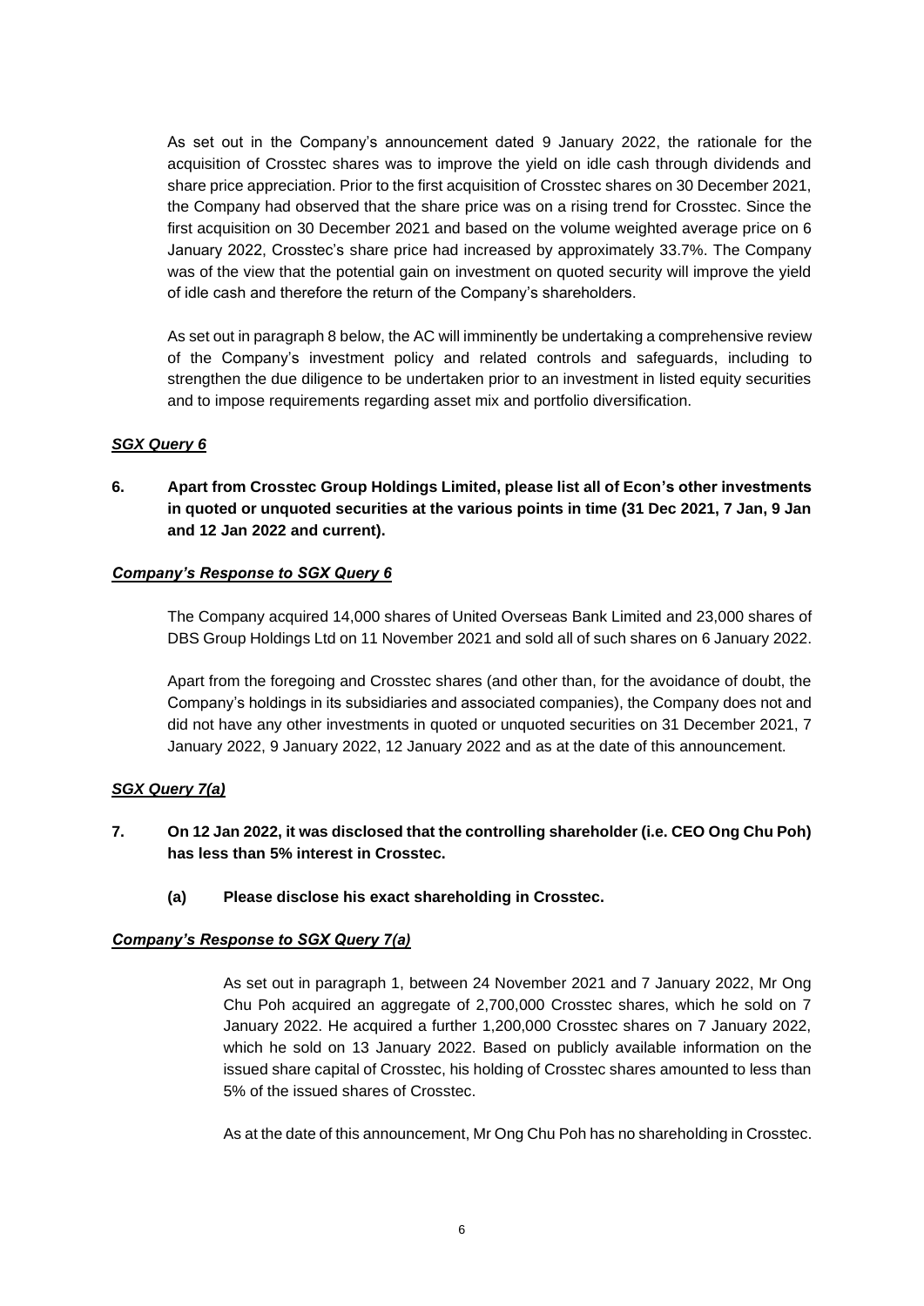As set out in the Company's announcement dated 9 January 2022, the rationale for the acquisition of Crosstec shares was to improve the yield on idle cash through dividends and share price appreciation. Prior to the first acquisition of Crosstec shares on 30 December 2021, the Company had observed that the share price was on a rising trend for Crosstec. Since the first acquisition on 30 December 2021 and based on the volume weighted average price on 6 January 2022, Crosstec's share price had increased by approximately 33.7%. The Company was of the view that the potential gain on investment on quoted security will improve the yield of idle cash and therefore the return of the Company's shareholders.

As set out in paragraph 8 below, the AC will imminently be undertaking a comprehensive review of the Company's investment policy and related controls and safeguards, including to strengthen the due diligence to be undertaken prior to an investment in listed equity securities and to impose requirements regarding asset mix and portfolio diversification.

***SGX Query 6***

**6. Apart from Crosstec Group Holdings Limited, please list all of Econ's other investments in quoted or unquoted securities at the various points in time (31 Dec 2021, 7 Jan, 9 Jan and 12 Jan 2022 and current).**

***Company's Response to SGX Query 6***

The Company acquired 14,000 shares of United Overseas Bank Limited and 23,000 shares of DBS Group Holdings Ltd on 11 November 2021 and sold all of such shares on 6 January 2022.

Apart from the foregoing and Crosstec shares (and other than, for the avoidance of doubt, the Company's holdings in its subsidiaries and associated companies), the Company does not and did not have any other investments in quoted or unquoted securities on 31 December 2021, 7 January 2022, 9 January 2022, 12 January 2022 and as at the date of this announcement.

***SGX Query 7(a)***

**7. On 12 Jan 2022, it was disclosed that the controlling shareholder (i.e. CEO Ong Chu Poh) has less than 5% interest in Crosstec.**

**(a) Please disclose his exact shareholding in Crosstec.**

***Company's Response to SGX Query 7(a)***

As set out in paragraph 1, between 24 November 2021 and 7 January 2022, Mr Ong Chu Poh acquired an aggregate of 2,700,000 Crosstec shares, which he sold on 7 January 2022. He acquired a further 1,200,000 Crosstec shares on 7 January 2022, which he sold on 13 January 2022. Based on publicly available information on the issued share capital of Crosstec, his holding of Crosstec shares amounted to less than 5% of the issued shares of Crosstec.

As at the date of this announcement, Mr Ong Chu Poh has no shareholding in Crosstec.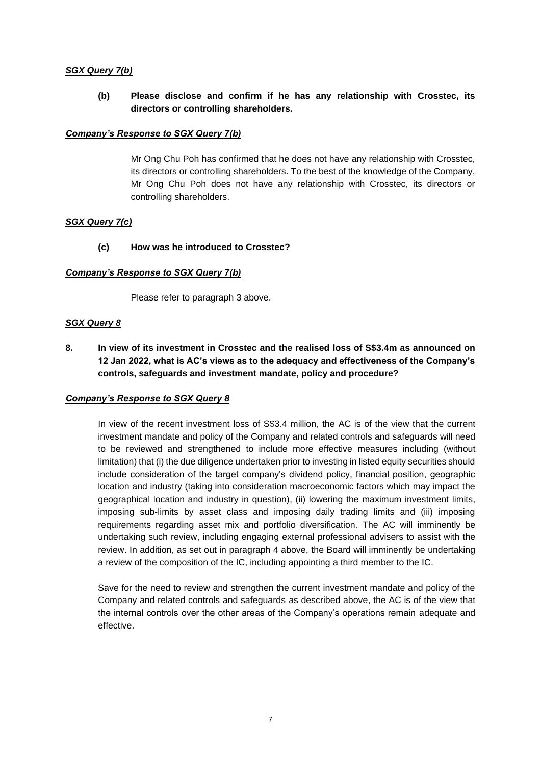***SGX Query 7(b)***

**(b) Please disclose and confirm if he has any relationship with Crosstec, its directors or controlling shareholders.**

***Company's Response to SGX Query 7(b)***

Mr Ong Chu Poh has confirmed that he does not have any relationship with Crosstec, its directors or controlling shareholders. To the best of the knowledge of the Company, Mr Ong Chu Poh does not have any relationship with Crosstec, its directors or controlling shareholders.

***SGX Query 7(c)***

**(c) How was he introduced to Crosstec?**

***Company's Response to SGX Query 7(b)***

Please refer to paragraph 3 above.

***SGX Query 8***

**8. In view of its investment in Crosstec and the realised loss of S$3.4m as announced on 12 Jan 2022, what is AC's views as to the adequacy and effectiveness of the Company's controls, safeguards and investment mandate, policy and procedure?**

***Company's Response to SGX Query 8***

In view of the recent investment loss of S$3.4 million, the AC is of the view that the current investment mandate and policy of the Company and related controls and safeguards will need to be reviewed and strengthened to include more effective measures including (without limitation) that (i) the due diligence undertaken prior to investing in listed equity securities should include consideration of the target company's dividend policy, financial position, geographic location and industry (taking into consideration macroeconomic factors which may impact the geographical location and industry in question), (ii) lowering the maximum investment limits, imposing sub-limits by asset class and imposing daily trading limits and (iii) imposing requirements regarding asset mix and portfolio diversification. The AC will imminently be undertaking such review, including engaging external professional advisers to assist with the review. In addition, as set out in paragraph 4 above, the Board will imminently be undertaking a review of the composition of the IC, including appointing a third member to the IC.

Save for the need to review and strengthen the current investment mandate and policy of the Company and related controls and safeguards as described above, the AC is of the view that the internal controls over the other areas of the Company's operations remain adequate and effective.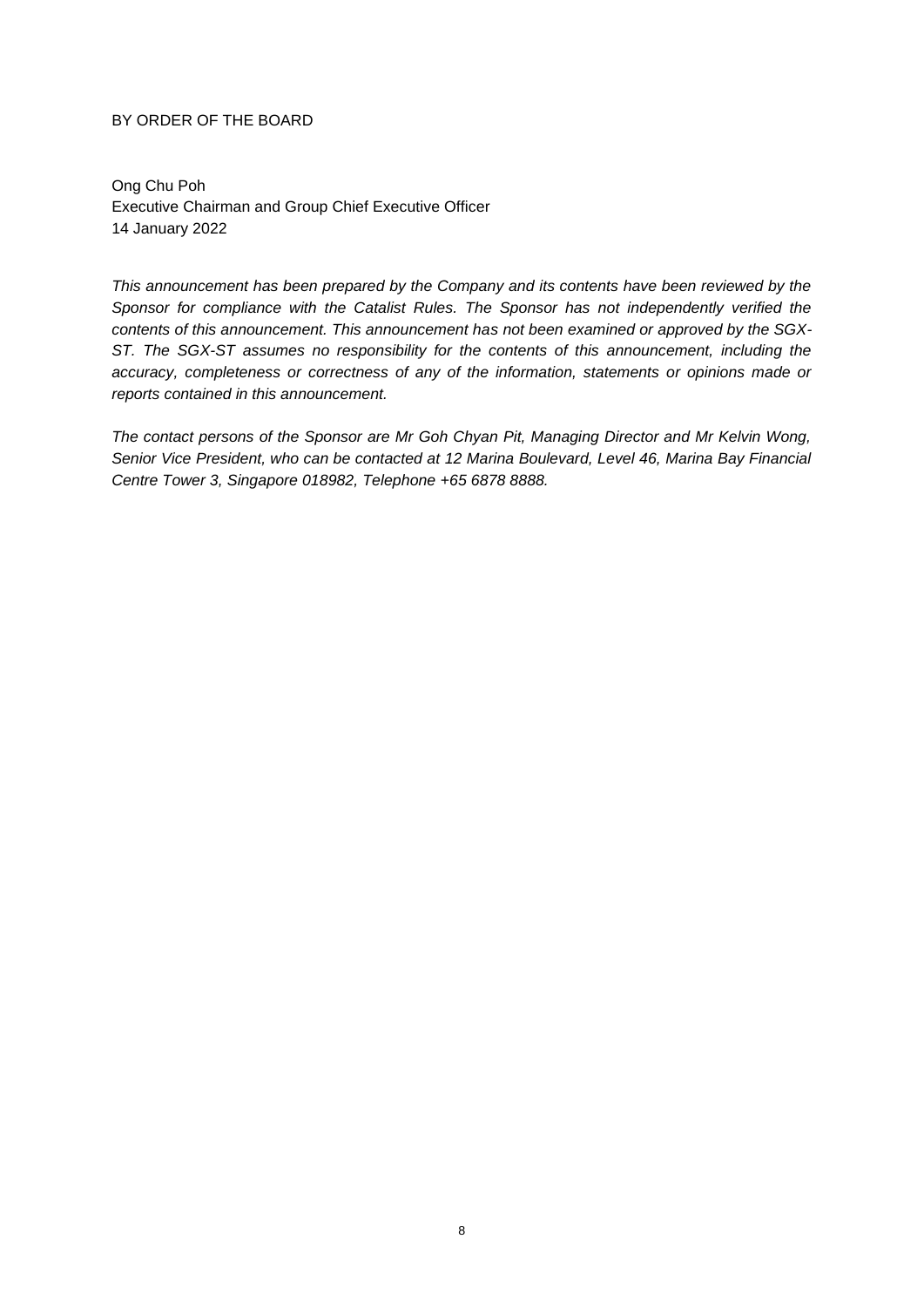BY ORDER OF THE BOARD

Ong Chu Poh
Executive Chairman and Group Chief Executive Officer
14 January 2022

*This announcement has been prepared by the Company and its contents have been reviewed by the Sponsor for compliance with the Catalist Rules. The Sponsor has not independently verified the contents of this announcement. This announcement has not been examined or approved by the SGX-ST. The SGX-ST assumes no responsibility for the contents of this announcement, including the accuracy, completeness or correctness of any of the information, statements or opinions made or reports contained in this announcement.*

*The contact persons of the Sponsor are Mr Goh Chyan Pit, Managing Director and Mr Kelvin Wong, Senior Vice President, who can be contacted at 12 Marina Boulevard, Level 46, Marina Bay Financial Centre Tower 3, Singapore 018982, Telephone +65 6878 8888.*